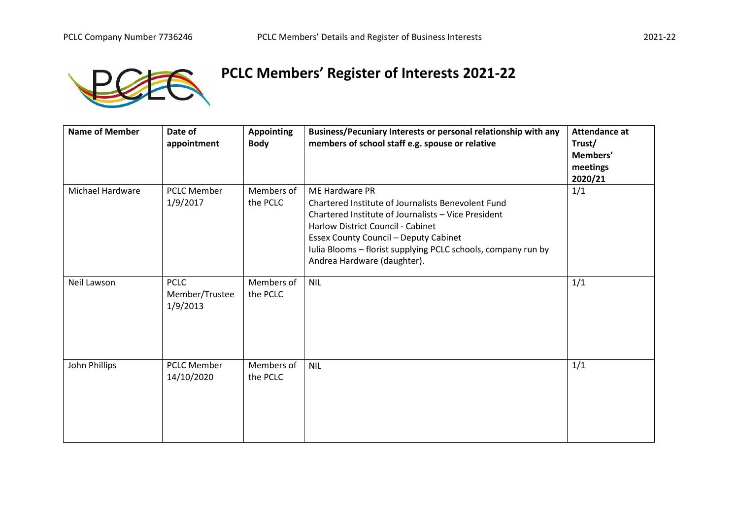# PCLC Members' Register of Interests 2021-22

| Name of Member | Date of appointment | Appointing Body | Business/Pecuniary Interests or personal relationship with any members of school staff e.g. spouse or relative | Attendance at Trust/ Members' meetings 2020/21 |
|---|---|---|---|---|
| Michael Hardware | PCLC Member 1/9/2017 | Members of the PCLC | ME Hardware PR<br>Chartered Institute of Journalists Benevolent Fund<br>Chartered Institute of Journalists – Vice President<br>Harlow District Council - Cabinet<br>Essex County Council – Deputy Cabinet<br>Iulia Blooms – florist supplying PCLC schools, company run by Andrea Hardware (daughter). | 1/1 |
| Neil Lawson | PCLC Member/Trustee 1/9/2013 | Members of the PCLC | NIL | 1/1 |
| John Phillips | PCLC Member 14/10/2020 | Members of the PCLC | NIL | 1/1 |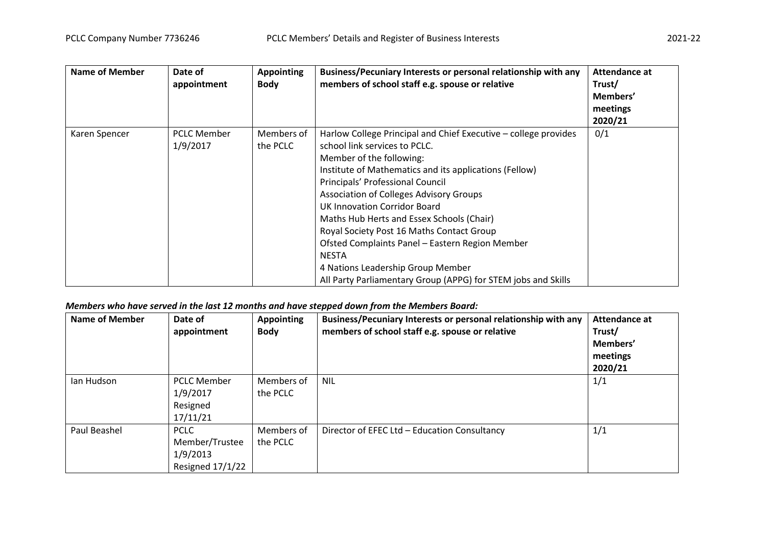| Name of Member | Date of appointment | Appointing Body | Business/Pecuniary Interests or personal relationship with any members of school staff e.g. spouse or relative | Attendance at Trust/ Members' meetings 2020/21 |
|---|---|---|---|---|
| Karen Spencer | PCLC Member 1/9/2017 | Members of the PCLC | Harlow College Principal and Chief Executive – college provides school link services to PCLC.<br>Member of the following:<br>Institute of Mathematics and its applications (Fellow)<br>Principals' Professional Council<br>Association of Colleges Advisory Groups<br>UK Innovation Corridor Board<br>Maths Hub Herts and Essex Schools (Chair)<br>Royal Society Post 16 Maths Contact Group<br>Ofsted Complaints Panel – Eastern Region Member<br>NESTA<br>4 Nations Leadership Group Member<br>All Party Parliamentary Group (APPG) for STEM jobs and Skills | 0/1 |

***Members who have served in the last 12 months and have stepped down from the Members Board:***

| Name of Member | Date of appointment | Appointing Body | Business/Pecuniary Interests or personal relationship with any members of school staff e.g. spouse or relative | Attendance at Trust/ Members' meetings 2020/21 |
|---|---|---|---|---|
| Ian Hudson | PCLC Member 1/9/2017 Resigned 17/11/21 | Members of the PCLC | NIL | 1/1 |
| Paul Beashel | PCLC Member/Trustee 1/9/2013 Resigned 17/1/22 | Members of the PCLC | Director of EFEC Ltd – Education Consultancy | 1/1 |